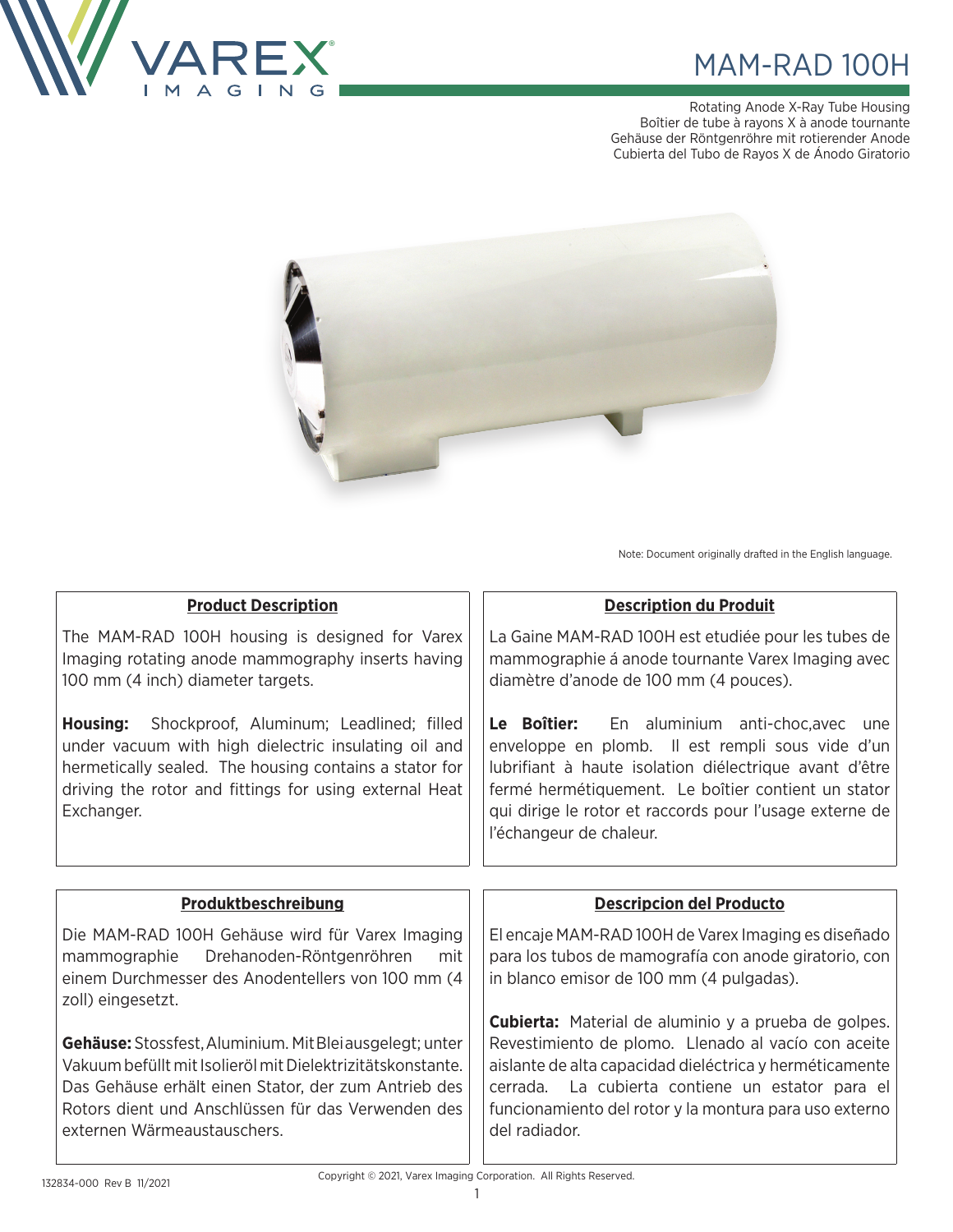# MAM-RAD 100H

Rotating Anode X-Ray Tube Housing
Boîtier de tube à rayons X à anode tournante
Gehäuse der Röntgenröhre mit rotierender Anode
Cubierta del Tubo de Rayos X de Ánodo Giratorio

Note: Document originally drafted in the English language.

## Product Description

The MAM-RAD 100H housing is designed for Varex Imaging rotating anode mammography inserts having 100 mm (4 inch) diameter targets.

**Housing:** Shockproof, Aluminum; Leadlined; filled under vacuum with high dielectric insulating oil and hermetically sealed. The housing contains a stator for driving the rotor and fittings for using external Heat Exchanger.

## Description du Produit

La Gaine MAM-RAD 100H est etudiée pour les tubes de mammographie á anode tournante Varex Imaging avec diamètre d'anode de 100 mm (4 pouces).

**Le Boîtier:** En aluminium anti-choc,avec une enveloppe en plomb. Il est rempli sous vide d'un lubrifiant à haute isolation diélectrique avant d'être fermé hermétiquement. Le boîtier contient un stator qui dirige le rotor et raccords pour l'usage externe de l'échangeur de chaleur.

## Produktbeschreibung

Die MAM-RAD 100H Gehäuse wird für Varex Imaging mammographie Drehanoden-Röntgenröhren mit einem Durchmesser des Anodentellers von 100 mm (4 zoll) eingesetzt.

**Gehäuse:** Stossfest, Aluminium. Mit Blei ausgelegt; unter Vakuum befüllt mit Isolieröl mit Dielektrizitätskonstante. Das Gehäuse erhält einen Stator, der zum Antrieb des Rotors dient und Anschlüssen für das Verwenden des externen Wärmeaustauschers.

## Descripcion del Producto

El encaje MAM-RAD 100H de Varex Imaging es diseñado para los tubos de mamografía con anode giratorio, con in blanco emisor de 100 mm (4 pulgadas).

**Cubierta:** Material de aluminio y a prueba de golpes. Revestimiento de plomo. Llenado al vacío con aceite aislante de alta capacidad dieléctrica y herméticamente cerrada. La cubierta contiene un estator para el funcionamiento del rotor y la montura para uso externo del radiador.

132834-000 Rev B 11/2021

Copyright © 2021, Varex Imaging Corporation. All Rights Reserved.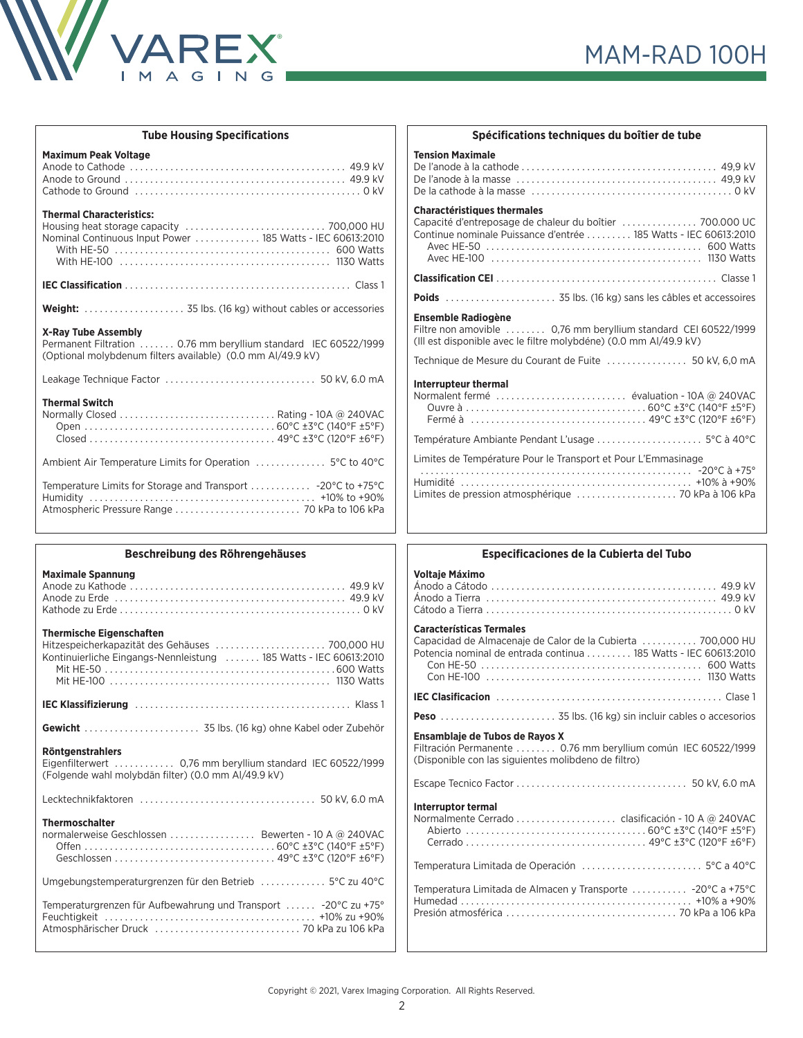# MAM-RAD 100H

## Tube Housing Specifications

**Maximum Peak Voltage**

| | |
|---|---|
| Anode to Cathode | 49.9 kV |
| Anode to Ground | 49.9 kV |
| Cathode to Ground | 0 kV |

**Thermal Characteristics:**

| | |
|---|---|
| Housing heat storage capacity | 700,000 HU |
| Nominal Continuous Input Power | 185 Watts - IEC 60613:2010 |
| With HE-50 | 600 Watts |
| With HE-100 | 1130 Watts |

**IEC Classification** ..... Class 1

**Weight:** ..... 35 lbs. (16 kg) without cables or accessories

**X-Ray Tube Assembly**
Permanent Filtration ..... 0.76 mm beryllium standard IEC 60522/1999
(Optional molybdenum filters available) (0.0 mm Al/49.9 kV)

Leakage Technique Factor ..... 50 kV, 6.0 mA

**Thermal Switch**

| | |
|---|---|
| Normally Closed | Rating - 10A @ 240VAC |
| Open | 60°C ±3°C (140°F ±5°F) |
| Closed | 49°C ±3°C (120°F ±6°F) |

Ambient Air Temperature Limits for Operation ..... 5°C to 40°C

| | |
|---|---|
| Temperature Limits for Storage and Transport | -20°C to +75°C |
| Humidity | +10% to +90% |
| Atmospheric Pressure Range | 70 kPa to 106 kPa |

## Spécifications techniques du boîtier de tube

**Tension Maximale**

| | |
|---|---|
| De l'anode à la cathode | 49,9 kV |
| De l'anode à la masse | 49,9 kV |
| De la cathode à la masse | 0 kV |

**Charactéristiques thermales**

| | |
|---|---|
| Capacité d'entreposage de chaleur du boîtier | 700.000 UC |
| Continue nominale Puissance d'entrée | 185 Watts - IEC 60613:2010 |
| Avec HE-50 | 600 Watts |
| Avec HE-100 | 1130 Watts |

**Classification CEI** ..... Classe 1

**Poids** ..... 35 lbs. (16 kg) sans les câbles et accessoires

**Ensemble Radiogène**
Filtre non amovible ..... 0,76 mm beryllium standard CEI 60522/1999
(Ill est disponible avec le filtre molybdéne) (0.0 mm Al/49.9 kV)

Technique de Mesure du Courant de Fuite ..... 50 kV, 6,0 mA

**Interrupteur thermal**

| | |
|---|---|
| Normalement fermé | évaluation - 10A @ 240VAC |
| Ouvre à | 60°C ±3°C (140°F ±5°F) |
| Fermé à | 49°C ±3°C (120°F ±6°F) |

Température Ambiante Pendant L'usage ..... 5°C à 40°C

| | |
|---|---|
| Limites de Température Pour le Transport et Pour L'Emmasinage | -20°C à +75° |
| Humidité | +10% à +90% |
| Limites de pression atmosphérique | 70 kPa à 106 kPa |

## Beschreibung des Röhrengehäuses

**Maximale Spannung**

| | |
|---|---|
| Anode zu Kathode | 49.9 kV |
| Anode zu Erde | 49.9 kV |
| Kathode zu Erde | 0 kV |

**Thermische Eigenschaften**

| | |
|---|---|
| Hitzespeicherkapazität des Gehäuses | 700,000 HU |
| Kontinuierliche Eingangs-Nennleistung | 185 Watts - IEC 60613:2010 |
| Mit HE-50 | 600 Watts |
| Mit HE-100 | 1130 Watts |

**IEC Klassifizierung** ..... Klass 1

**Gewicht** ..... 35 lbs. (16 kg) ohne Kabel oder Zubehör

**Röntgenstrahlers**
Eigenfilterwert ..... 0,76 mm beryllium standard IEC 60522/1999
(Folgende wahl molybdän filter) (0.0 mm Al/49.9 kV)

Lecktechnikfaktoren ..... 50 kV, 6.0 mA

**Thermoschalter**

| | |
|---|---|
| normalerweise Geschlossen | Bewerten - 10 A @ 240VAC |
| Offen | 60°C ±3°C (140°F ±5°F) |
| Geschlossen | 49°C ±3°C (120°F ±6°F) |

Umgebungstemperaturgrenzen für den Betrieb ..... 5°C zu 40°C

| | |
|---|---|
| Temperaturgrenzen für Aufbewahrung und Transport | -20°C zu +75° |
| Feuchtigkeit | +10% zu +90% |
| Atmosphärischer Druck | 70 kPa zu 106 kPa |

## Especificaciones de la Cubierta del Tubo

**Voltaje Máximo**

| | |
|---|---|
| Ánodo a Cátodo | 49.9 kV |
| Ánodo a Tierra | 49.9 kV |
| Cátodo a Tierra | 0 kV |

**Características Termales**

| | |
|---|---|
| Capacidad de Almacenaje de Calor de la Cubierta | 700,000 HU |
| Potencia nominal de entrada continua | 185 Watts - IEC 60613:2010 |
| Con HE-50 | 600 Watts |
| Con HE-100 | 1130 Watts |

**IEC Clasificacion** ..... Clase 1

**Peso** ..... 35 lbs. (16 kg) sin incluir cables o accesorios

**Ensamblaje de Tubos de Rayos X**
Filtración Permanente ..... 0.76 mm beryllium común IEC 60522/1999
(Disponible con las siguientes molibdeno de filtro)

Escape Tecnico Factor ..... 50 kV, 6.0 mA

**Interruptor termal**

| | |
|---|---|
| Normalmente Cerrado | clasificación - 10 A @ 240VAC |
| Abierto | 60°C ±3°C (140°F ±5°F) |
| Cerrado | 49°C ±3°C (120°F ±6°F) |

Temperatura Limitada de Operación ..... 5°C a 40°C

| | |
|---|---|
| Temperatura Limitada de Almacen y Transporte | -20°C a +75°C |
| Humedad | +10% a +90% |
| Presión atmosférica | 70 kPa a 106 kPa |

Copyright © 2021, Varex Imaging Corporation. All Rights Reserved.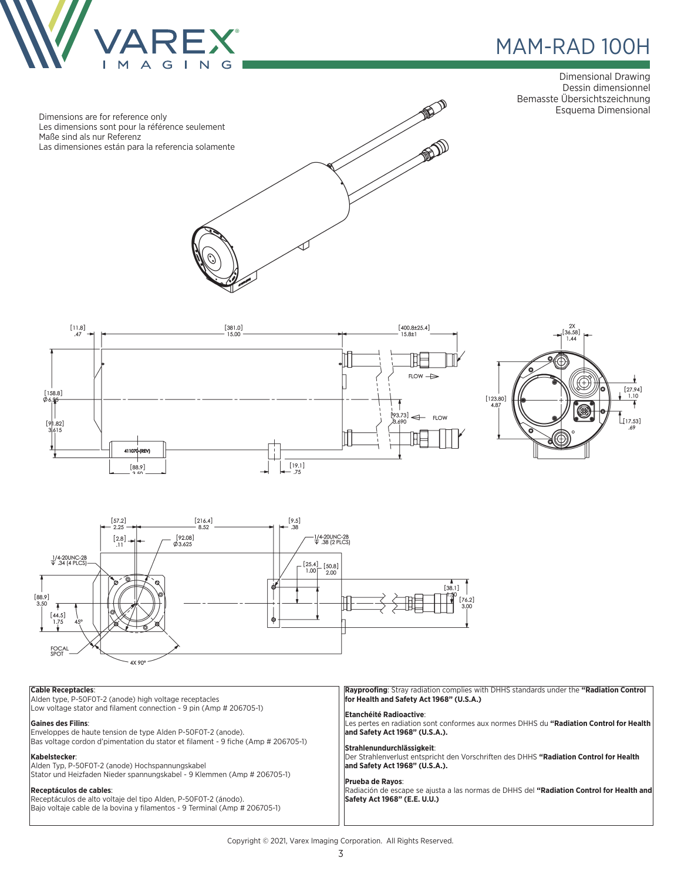# MAM-RAD 100H

Dimensional Drawing
Dessin dimensionnel
Bemasste Übersichtszeichnung
Esquema Dimensional

Dimensions are for reference only
Les dimensions sont pour la référence seulement
Maße sind als nur Referenz
Las dimensiones están para la referencia solamente

| **Cable Receptacles**: Alden type, P-50F0T-2 (anode) high voltage receptacles Low voltage stator and filament connection - 9 pin (Amp # 206705-1) | **Rayproofing**: Stray radiation complies with DHHS standards under the **"Radiation Control for Health and Safety Act 1968" (U.S.A.)** |
|---|---|
| **Gaines des Filins**: Enveloppes de haute tension de type Alden P-50F0T-2 (anode). Bas voltage cordon d'pimentation du stator et filament - 9 fiche (Amp # 206705-1) | **Etanchéité Radioactive**: Les pertes en radiation sont conformes aux normes DHHS du **"Radiation Control for Health and Safety Act 1968" (U.S.A.).** |
| **Kabelstecker**: Alden Typ, P-50F0T-2 (anode) Hochspannungskabel Stator und Heizfaden Nieder spannungskabel - 9 Klemmen (Amp # 206705-1) | **Strahlenundurchlässigkeit**: Der Strahlenverlust entspricht den Vorschriften des DHHS **"Radiation Control for Health and Safety Act 1968" (U.S.A.).** |
| **Receptáculos de cables**: Receptáculos de alto voltaje del tipo Alden, P-50F0T-2 (ánodo). Bajo voltaje cable de la bovina y filamentos - 9 Terminal (Amp # 206705-1) | **Prueba de Rayos**: Radiación de escape se ajusta a las normas de DHHS del **"Radiation Control for Health and Safety Act 1968" (E.E. U.U.)** |

Copyright © 2021, Varex Imaging Corporation. All Rights Reserved.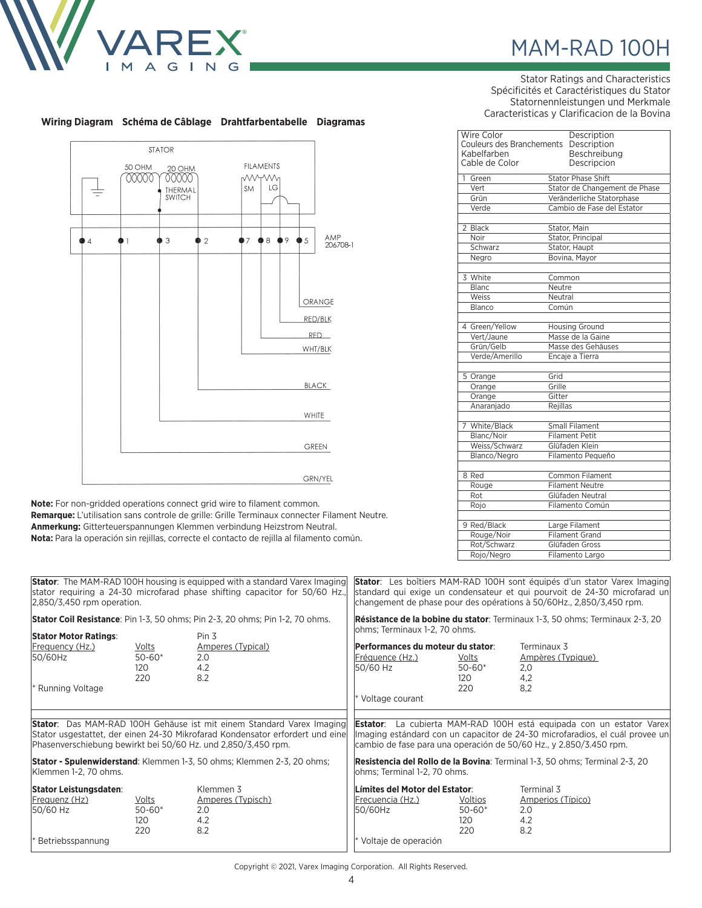# MAM-RAD 100H

Stator Ratings and Characteristics
Spécificités et Caractéristiques du Stator
Statornennleistungen und Merkmale
Caracteristicas y Clarificacion de la Bovina

**Wiring Diagram   Schéma de Câblage   Drahtfarbentabelle   Diagramas**

STATOR
50 OHM
20 OHM
THERMAL SWITCH
FILAMENTS
SM
LG
4 1 3 2 7 8 9 5
AMP 206708-1
ORANGE
RED/BLK
RED
WHT/BLK
BLACK
WHITE
GREEN
GRN/YEL

**Note:** For non-gridded operations connect grid wire to filament common.
**Remarque:** L'utilisation sans controle de grille: Grille Terminaux connecter Filament Neutre.
**Anmerkung:** Gitterteuerspannungen Klemmen verbindung Heizstrom Neutral.
**Nota:** Para la operación sin rejillas, correcte el contacto de rejilla al filamento común.

| Wire Color<br>Couleurs des Branchements<br>Kabelfarben<br>Cable de Color | Description<br>Description<br>Beschreibung<br>Descripcion |
|---|---|
| 1 Green | Stator Phase Shift |
| Vert | Stator de Changement de Phase |
| Grün | Veränderliche Statorphase |
| Verde | Cambio de Fase del Estator |
| | |
| 2 Black | Stator, Main |
| Noir | Stator, Principal |
| Schwarz | Stator, Haupt |
| Negro | Bovina, Mayor |
| | |
| 3 White | Common |
| Blanc | Neutre |
| Weiss | Neutral |
| Blanco | Común |
| | |
| 4 Green/Yellow | Housing Ground |
| Vert/Jaune | Masse de la Gaine |
| Grün/Gelb | Masse des Gehäuses |
| Verde/Amerillo | Encaje a Tierra |
| | |
| 5 Orange | Grid |
| Orange | Grille |
| Orange | Gitter |
| Anaranjado | Rejillas |
| | |
| 7 White/Black | Small Filament |
| Blanc/Noir | Filament Petit |
| Weiss/Schwarz | Glüfaden Klein |
| Blanco/Negro | Filamento Pequeño |
| | |
| 8 Red | Common Filament |
| Rouge | Filament Neutre |
| Rot | Glüfaden Neutral |
| Rojo | Filamento Común |
| | |
| 9 Red/Black | Large Filament |
| Rouge/Noir | Filament Grand |
| Rot/Schwarz | Glüfaden Gross |
| Rojo/Negro | Filamento Largo |

**Stator**: The MAM-RAD 100H housing is equipped with a standard Varex Imaging stator requiring a 24-30 microfarad phase shifting capacitor for 50/60 Hz., 2,850/3,450 rpm operation.

**Stator Coil Resistance**: Pin 1-3, 50 ohms; Pin 2-3, 20 ohms; Pin 1-2, 70 ohms.

**Stator Motor Ratings**:

| Frequency (Hz.) | Volts | Pin 3<br>Amperes (Typical) |
|---|---|---|
| 50/60Hz | 50-60* | 2.0 |
| | 120 | 4.2 |
| | 220 | 8.2 |

\* Running Voltage

**Stator**: Les boîtiers MAM-RAD 100H sont équipés d'un stator Varex Imaging standard qui exige un condensateur et qui pourvoit de 24-30 microfarad un changement de phase pour des opérations à 50/60Hz., 2,850/3,450 rpm.

**Résistance de la bobine du stator**: Terminaux 1-3, 50 ohms; Terminaux 2-3, 20 ohms; Terminaux 1-2, 70 ohms.

**Performances du moteur du stator**:

| Fréquence (Hz.) | Volts | Terminaux 3<br>Ampères (Typique) |
|---|---|---|
| 50/60 Hz | 50-60* | 2,0 |
| | 120 | 4,2 |
| | 220 | 8,2 |

\* Voltage courant

**Stator**: Das MAM-RAD 100H Gehäuse ist mit einem Standard Varex Imaging Stator usgestattet, der einen 24-30 Mikrofarad Kondensator erfordert und eine Phasenverschiebung bewirkt bei 50/60 Hz. und 2,850/3,450 rpm.

**Stator - Spulenwiderstand**: Klemmen 1-3, 50 ohms; Klemmen 2-3, 20 ohms; Klemmen 1-2, 70 ohms.

**Stator Leistungsdaten**:

| Frequenz (Hz) | Volts | Klemmen 3<br>Amperes (Typisch) |
|---|---|---|
| 50/60 Hz | 50-60* | 2.0 |
| | 120 | 4.2 |
| | 220 | 8.2 |

\* Betriebsspannung

**Estator**: La cubierta MAM-RAD 100H está equipada con un estator Varex Imaging estándar con un capacitor de 24-30 microfaradios, el cuál provee un cambio de fase para una operación de 50/60 Hz., y 2.850/3.450 rpm.

**Resistencia del Rollo de la Bovina**: Terminal 1-3, 50 ohms; Terminal 2-3, 20 ohms; Terminal 1-2, 70 ohms.

**Límites del Motor del Estator**:

| Frecuencia (Hz.) | Voltios | Terminal 3<br>Amperios (Típico) |
|---|---|---|
| 50/60Hz | 50-60* | 2.0 |
| | 120 | 4.2 |
| | 220 | 8.2 |

\* Voltaje de operación

Copyright © 2021, Varex Imaging Corporation. All Rights Reserved.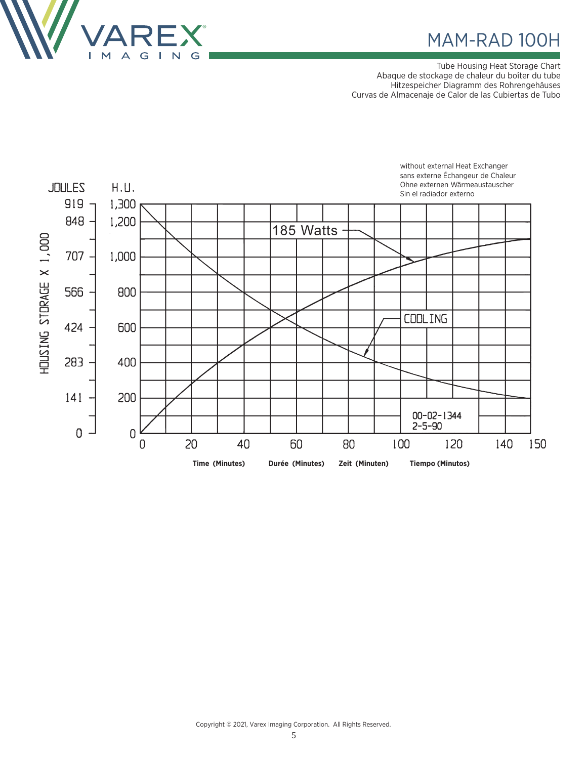# MAM-RAD 100H

Tube Housing Heat Storage Chart
Abaque de stockage de chaleur du boîter du tube
Hitzespeicher Diagramm des Rohrengehäuses
Curvas de Almacenaje de Calor de las Cubiertas de Tubo

without external Heat Exchanger
sans externe Échangeur de Chaleur
Ohne externen Wärmeaustauscher
Sin el radiador externo

HOUSING STORAGE X 1,000

| JOULES | H.U. |
|---|---|
| 919 | 1,300 |
| 848 | 1,200 |
| 707 | 1,000 |
| 566 | 800 |
| 424 | 600 |
| 283 | 400 |
| 141 | 200 |
| 0 | 0 |

185 Watts

COOLING

00-02-1344
2-5-90

0 20 40 60 80 100 120 140 150

**Time (Minutes)** **Durée (Minutes)** **Zeit (Minuten)** **Tiempo (Minutos)**

Copyright © 2021, Varex Imaging Corporation. All Rights Reserved.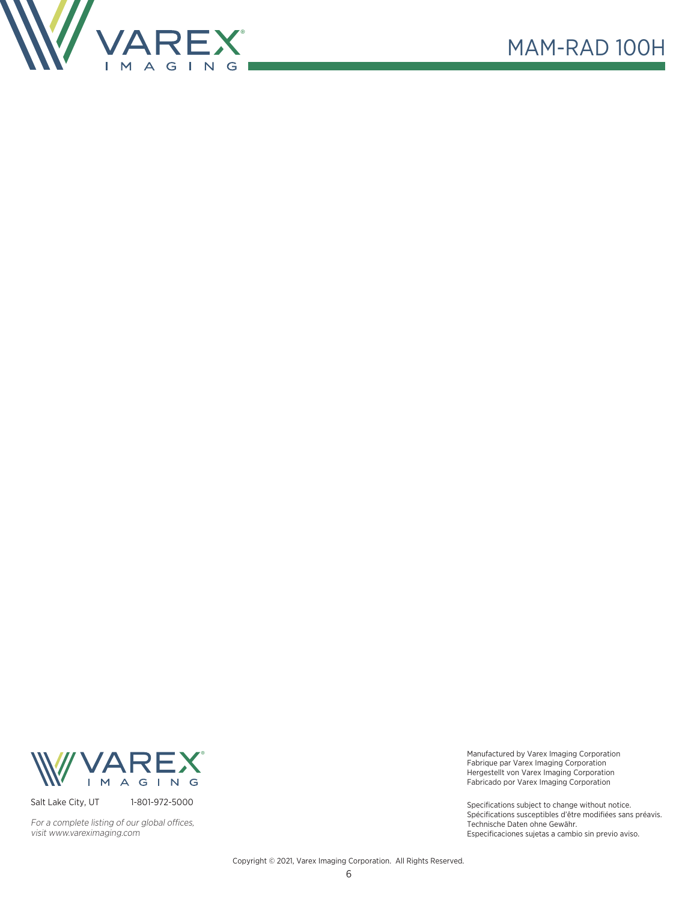Salt Lake City, UT 1-801-972-5000

*For a complete listing of our global offices, visit www.vareximaging.com*

Manufactured by Varex Imaging Corporation
Fabrique par Varex Imaging Corporation
Hergestellt von Varex Imaging Corporation
Fabricado por Varex Imaging Corporation

Specifications subject to change without notice.
Spécifications susceptibles d'être modifiées sans préavis.
Technische Daten ohne Gewähr.
Especificaciones sujetas a cambio sin previo aviso.

Copyright © 2021, Varex Imaging Corporation. All Rights Reserved.